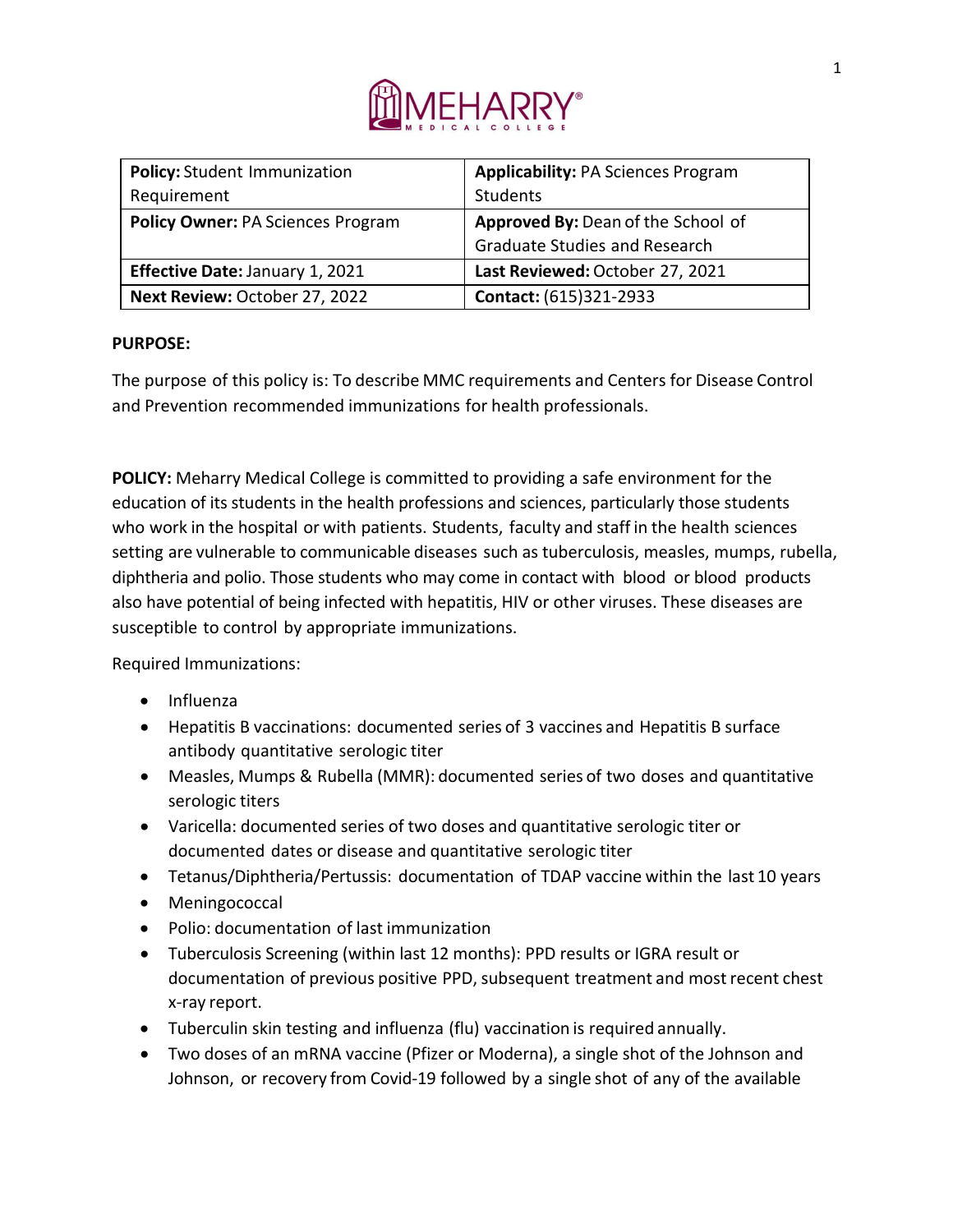MEHARRY MEDICAL COLLEGE

| **Policy:** Student Immunization Requirement | **Applicability:** PA Sciences Program Students |
|---|---|
| **Policy Owner:** PA Sciences Program | **Approved By:** Dean of the School of Graduate Studies and Research |
| **Effective Date:** January 1, 2021 | **Last Reviewed:** October 27, 2021 |
| **Next Review:** October 27, 2022 | **Contact:** (615)321-2933 |

**PURPOSE:**

The purpose of this policy is: To describe MMC requirements and Centers for Disease Control and Prevention recommended immunizations for health professionals.

**POLICY:** Meharry Medical College is committed to providing a safe environment for the education of its students in the health professions and sciences, particularly those students who work in the hospital or with patients. Students, faculty and staff in the health sciences setting are vulnerable to communicable diseases such as tuberculosis, measles, mumps, rubella, diphtheria and polio. Those students who may come in contact with blood or blood products also have potential of being infected with hepatitis, HIV or other viruses. These diseases are susceptible to control by appropriate immunizations.

Required Immunizations:

- Influenza
- Hepatitis B vaccinations: documented series of 3 vaccines and Hepatitis B surface antibody quantitative serologic titer
- Measles, Mumps & Rubella (MMR): documented series of two doses and quantitative serologic titers
- Varicella: documented series of two doses and quantitative serologic titer or documented dates or disease and quantitative serologic titer
- Tetanus/Diphtheria/Pertussis: documentation of TDAP vaccine within the last 10 years
- Meningococcal
- Polio: documentation of last immunization
- Tuberculosis Screening (within last 12 months): PPD results or IGRA result or documentation of previous positive PPD, subsequent treatment and most recent chest x-ray report.
- Tuberculin skin testing and influenza (flu) vaccination is required annually.
- Two doses of an mRNA vaccine (Pfizer or Moderna), a single shot of the Johnson and Johnson, or recovery from Covid-19 followed by a single shot of any of the available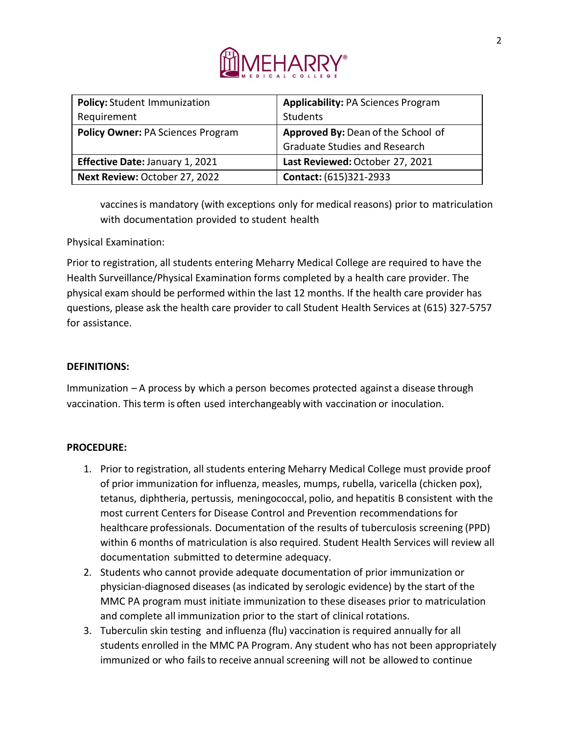| **Policy:** Student Immunization Requirement | **Applicability:** PA Sciences Program Students |
|---|---|
| **Policy Owner:** PA Sciences Program | **Approved By:** Dean of the School of Graduate Studies and Research |
| **Effective Date:** January 1, 2021 | **Last Reviewed:** October 27, 2021 |
| **Next Review:** October 27, 2022 | **Contact:** (615)321-2933 |

vaccines is mandatory (with exceptions only for medical reasons) prior to matriculation with documentation provided to student health

Physical Examination:

Prior to registration, all students entering Meharry Medical College are required to have the Health Surveillance/Physical Examination forms completed by a health care provider. The physical exam should be performed within the last 12 months. If the health care provider has questions, please ask the health care provider to call Student Health Services at (615) 327-5757 for assistance.

**DEFINITIONS:**

Immunization – A process by which a person becomes protected against a disease through vaccination. This term is often used interchangeably with vaccination or inoculation.

**PROCEDURE:**

1. Prior to registration, all students entering Meharry Medical College must provide proof of prior immunization for influenza, measles, mumps, rubella, varicella (chicken pox), tetanus, diphtheria, pertussis, meningococcal, polio, and hepatitis B consistent with the most current Centers for Disease Control and Prevention recommendations for healthcare professionals. Documentation of the results of tuberculosis screening (PPD) within 6 months of matriculation is also required. Student Health Services will review all documentation submitted to determine adequacy.
2. Students who cannot provide adequate documentation of prior immunization or physician-diagnosed diseases (as indicated by serologic evidence) by the start of the MMC PA program must initiate immunization to these diseases prior to matriculation and complete all immunization prior to the start of clinical rotations.
3. Tuberculin skin testing and influenza (flu) vaccination is required annually for all students enrolled in the MMC PA Program. Any student who has not been appropriately immunized or who fails to receive annual screening will not be allowed to continue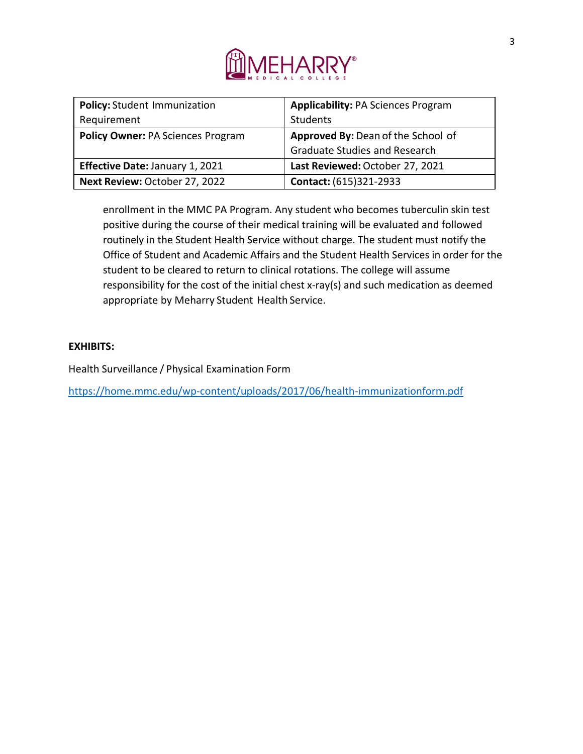| | |
|---|---|
| **Policy:** Student Immunization Requirement | **Applicability:** PA Sciences Program Students |
| **Policy Owner:** PA Sciences Program | **Approved By:** Dean of the School of Graduate Studies and Research |
| **Effective Date:** January 1, 2021 | **Last Reviewed:** October 27, 2021 |
| **Next Review:** October 27, 2022 | **Contact:** (615)321-2933 |

enrollment in the MMC PA Program. Any student who becomes tuberculin skin test positive during the course of their medical training will be evaluated and followed routinely in the Student Health Service without charge. The student must notify the Office of Student and Academic Affairs and the Student Health Services in order for the student to be cleared to return to clinical rotations. The college will assume responsibility for the cost of the initial chest x-ray(s) and such medication as deemed appropriate by Meharry Student Health Service.

**EXHIBITS:**

Health Surveillance / Physical Examination Form

https://home.mmc.edu/wp-content/uploads/2017/06/health-immunizationform.pdf